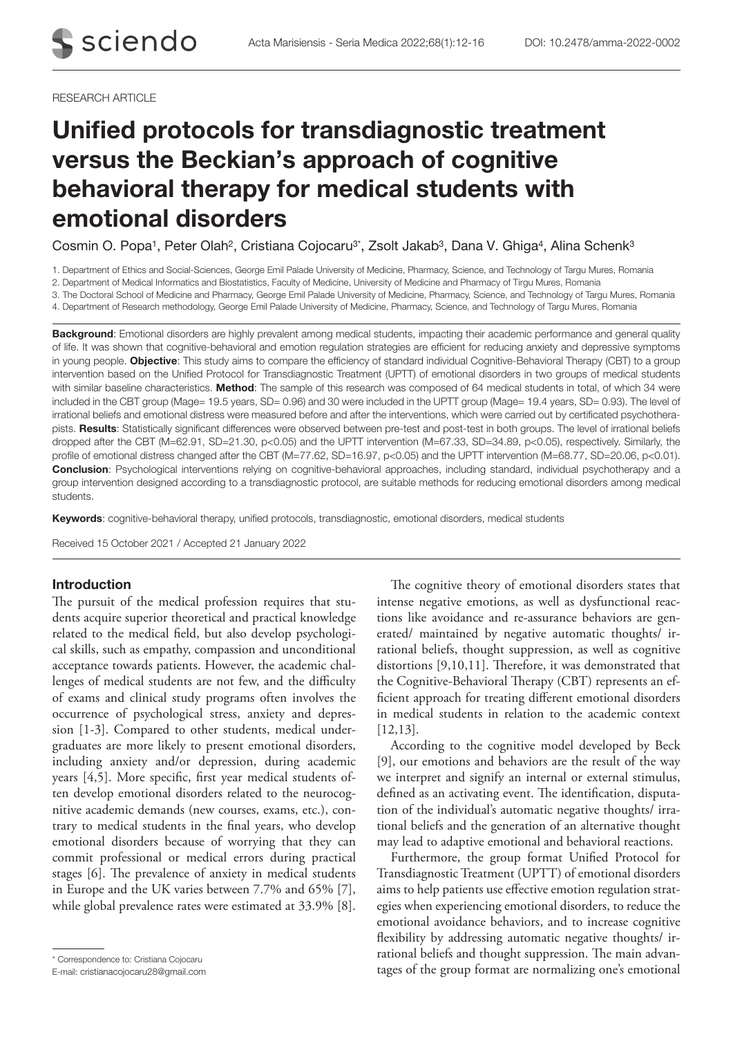RESEARCH ARTICLE

# Unified protocols for transdiagnostic treatment versus the Beckian's approach of cognitive behavioral therapy for medical students with emotional disorders

Cosmin O. Popa[1], Peter Olah[2], Cristiana Cojocaru[3*], Zsolt Jakab[3], Dana V. Ghiga[4], Alina Schenk[3]

1. Department of Ethics and Social-Sciences, George Emil Palade University of Medicine, Pharmacy, Science, and Technology of Targu Mures, Romania
2. Department of Medical Informatics and Biostatistics, Faculty of Medicine, University of Medicine and Pharmacy of Tirgu Mures, Romania
3. The Doctoral School of Medicine and Pharmacy, George Emil Palade University of Medicine, Pharmacy, Science, and Technology of Targu Mures, Romania
4. Department of Research methodology, George Emil Palade University of Medicine, Pharmacy, Science, and Technology of Targu Mures, Romania

**Background**: Emotional disorders are highly prevalent among medical students, impacting their academic performance and general quality of life. It was shown that cognitive-behavioral and emotion regulation strategies are efficient for reducing anxiety and depressive symptoms in young people. **Objective**: This study aims to compare the efficiency of standard individual Cognitive-Behavioral Therapy (CBT) to a group intervention based on the Unified Protocol for Transdiagnostic Treatment (UPTT) of emotional disorders in two groups of medical students with similar baseline characteristics. **Method**: The sample of this research was composed of 64 medical students in total, of which 34 were included in the CBT group (Mage= 19.5 years, SD= 0.96) and 30 were included in the UPTT group (Mage= 19.4 years, SD= 0.93). The level of irrational beliefs and emotional distress were measured before and after the interventions, which were carried out by certificated psychotherapists. **Results**: Statistically significant differences were observed between pre-test and post-test in both groups. The level of irrational beliefs dropped after the CBT (M=62.91, SD=21.30, $p<0.05$) and the UPTT intervention (M=67.33, SD=34.89, $p<0.05$), respectively. Similarly, the profile of emotional distress changed after the CBT (M=77.62, SD=16.97, $p<0.05$) and the UPTT intervention (M=68.77, SD=20.06, $p<0.01$). **Conclusion**: Psychological interventions relying on cognitive-behavioral approaches, including standard, individual psychotherapy and a group intervention designed according to a transdiagnostic protocol, are suitable methods for reducing emotional disorders among medical students.

**Keywords**: cognitive-behavioral therapy, unified protocols, transdiagnostic, emotional disorders, medical students

Received 15 October 2021 / Accepted 21 January 2022

## Introduction

The pursuit of the medical profession requires that students acquire superior theoretical and practical knowledge related to the medical field, but also develop psychological skills, such as empathy, compassion and unconditional acceptance towards patients. However, the academic challenges of medical students are not few, and the difficulty of exams and clinical study programs often involves the occurrence of psychological stress, anxiety and depression [1-3]. Compared to other students, medical undergraduates are more likely to present emotional disorders, including anxiety and/or depression, during academic years [4,5]. More specific, first year medical students often develop emotional disorders related to the neurocognitive academic demands (new courses, exams, etc.), contrary to medical students in the final years, who develop emotional disorders because of worrying that they can commit professional or medical errors during practical stages [6]. The prevalence of anxiety in medical students in Europe and the UK varies between 7.7% and 65% [7], while global prevalence rates were estimated at 33.9% [8].

The cognitive theory of emotional disorders states that intense negative emotions, as well as dysfunctional reactions like avoidance and re-assurance behaviors are generated/ maintained by negative automatic thoughts/ irrational beliefs, thought suppression, as well as cognitive distortions [9,10,11]. Therefore, it was demonstrated that the Cognitive-Behavioral Therapy (CBT) represents an efficient approach for treating different emotional disorders in medical students in relation to the academic context [12,13].

According to the cognitive model developed by Beck [9], our emotions and behaviors are the result of the way we interpret and signify an internal or external stimulus, defined as an activating event. The identification, disputation of the individual's automatic negative thoughts/ irrational beliefs and the generation of an alternative thought may lead to adaptive emotional and behavioral reactions.

Furthermore, the group format Unified Protocol for Transdiagnostic Treatment (UPTT) of emotional disorders aims to help patients use effective emotion regulation strategies when experiencing emotional disorders, to reduce the emotional avoidance behaviors, and to increase cognitive flexibility by addressing automatic negative thoughts/ irrational beliefs and thought suppression. The main advantages of the group format are normalizing one's emotional

* Correspondence to: Cristiana Cojocaru
E-mail: cristianacojocaru28@gmail.com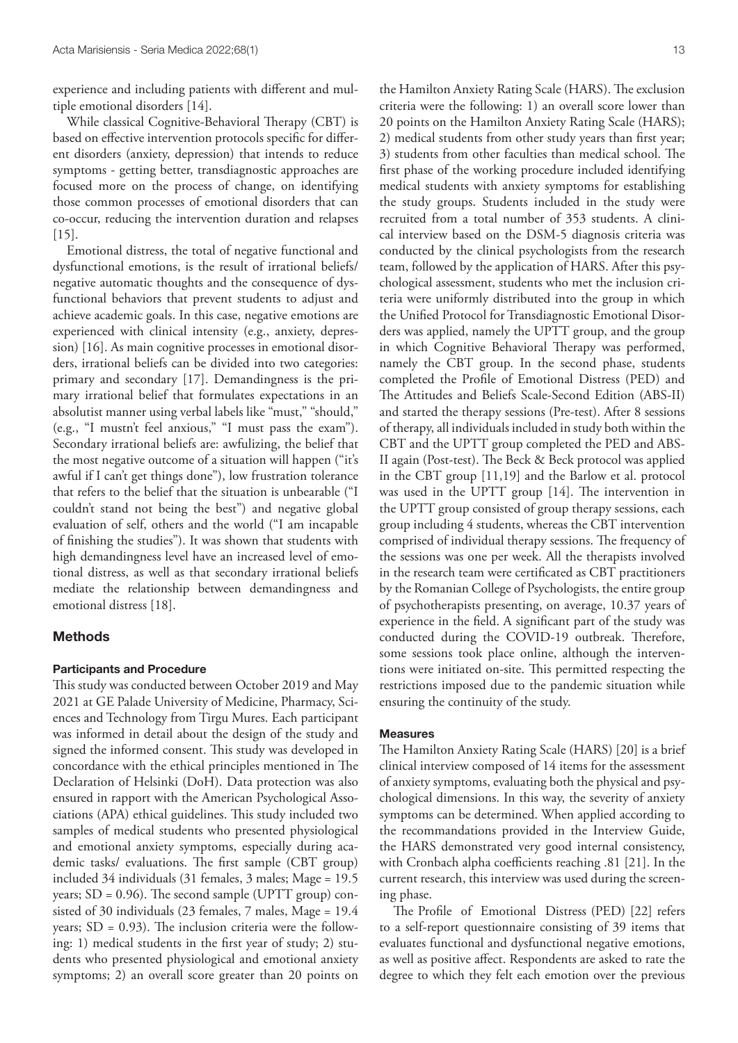experience and including patients with different and multiple emotional disorders [14].

While classical Cognitive-Behavioral Therapy (CBT) is based on effective intervention protocols specific for different disorders (anxiety, depression) that intends to reduce symptoms - getting better, transdiagnostic approaches are focused more on the process of change, on identifying those common processes of emotional disorders that can co-occur, reducing the intervention duration and relapses [15].

Emotional distress, the total of negative functional and dysfunctional emotions, is the result of irrational beliefs/ negative automatic thoughts and the consequence of dysfunctional behaviors that prevent students to adjust and achieve academic goals. In this case, negative emotions are experienced with clinical intensity (e.g., anxiety, depression) [16]. As main cognitive processes in emotional disorders, irrational beliefs can be divided into two categories: primary and secondary [17]. Demandingness is the primary irrational belief that formulates expectations in an absolutist manner using verbal labels like "must," "should," (e.g., "I mustn't feel anxious," "I must pass the exam"). Secondary irrational beliefs are: awfulizing, the belief that the most negative outcome of a situation will happen ("it's awful if I can't get things done"), low frustration tolerance that refers to the belief that the situation is unbearable ("I couldn't stand not being the best") and negative global evaluation of self, others and the world ("I am incapable of finishing the studies"). It was shown that students with high demandingness level have an increased level of emotional distress, as well as that secondary irrational beliefs mediate the relationship between demandingness and emotional distress [18].

## Methods

### Participants and Procedure

This study was conducted between October 2019 and May 2021 at GE Palade University of Medicine, Pharmacy, Sciences and Technology from Tirgu Mures. Each participant was informed in detail about the design of the study and signed the informed consent. This study was developed in concordance with the ethical principles mentioned in The Declaration of Helsinki (DoH). Data protection was also ensured in rapport with the American Psychological Associations (APA) ethical guidelines. This study included two samples of medical students who presented physiological and emotional anxiety symptoms, especially during academic tasks/ evaluations. The first sample (CBT group) included 34 individuals (31 females, 3 males; Mage = 19.5 years; SD = 0.96). The second sample (UPTT group) consisted of 30 individuals (23 females, 7 males, Mage = 19.4 years; SD = 0.93). The inclusion criteria were the following: 1) medical students in the first year of study; 2) students who presented physiological and emotional anxiety symptoms; 2) an overall score greater than 20 points on the Hamilton Anxiety Rating Scale (HARS). The exclusion criteria were the following: 1) an overall score lower than 20 points on the Hamilton Anxiety Rating Scale (HARS); 2) medical students from other study years than first year; 3) students from other faculties than medical school. The first phase of the working procedure included identifying medical students with anxiety symptoms for establishing the study groups. Students included in the study were recruited from a total number of 353 students. A clinical interview based on the DSM-5 diagnosis criteria was conducted by the clinical psychologists from the research team, followed by the application of HARS. After this psychological assessment, students who met the inclusion criteria were uniformly distributed into the group in which the Unified Protocol for Transdiagnostic Emotional Disorders was applied, namely the UPTT group, and the group in which Cognitive Behavioral Therapy was performed, namely the CBT group. In the second phase, students completed the Profile of Emotional Distress (PED) and The Attitudes and Beliefs Scale-Second Edition (ABS-II) and started the therapy sessions (Pre-test). After 8 sessions of therapy, all individuals included in study both within the CBT and the UPTT group completed the PED and ABS-II again (Post-test). The Beck & Beck protocol was applied in the CBT group [11,19] and the Barlow et al. protocol was used in the UPTT group [14]. The intervention in the UPTT group consisted of group therapy sessions, each group including 4 students, whereas the CBT intervention comprised of individual therapy sessions. The frequency of the sessions was one per week. All the therapists involved in the research team were certificated as CBT practitioners by the Romanian College of Psychologists, the entire group of psychotherapists presenting, on average, 10.37 years of experience in the field. A significant part of the study was conducted during the COVID-19 outbreak. Therefore, some sessions took place online, although the interventions were initiated on-site. This permitted respecting the restrictions imposed due to the pandemic situation while ensuring the continuity of the study.

### Measures

The Hamilton Anxiety Rating Scale (HARS) [20] is a brief clinical interview composed of 14 items for the assessment of anxiety symptoms, evaluating both the physical and psychological dimensions. In this way, the severity of anxiety symptoms can be determined. When applied according to the recommandations provided in the Interview Guide, the HARS demonstrated very good internal consistency, with Cronbach alpha coefficients reaching .81 [21]. In the current research, this interview was used during the screening phase.

The Profile of Emotional Distress (PED) [22] refers to a self-report questionnaire consisting of 39 items that evaluates functional and dysfunctional negative emotions, as well as positive affect. Respondents are asked to rate the degree to which they felt each emotion over the previous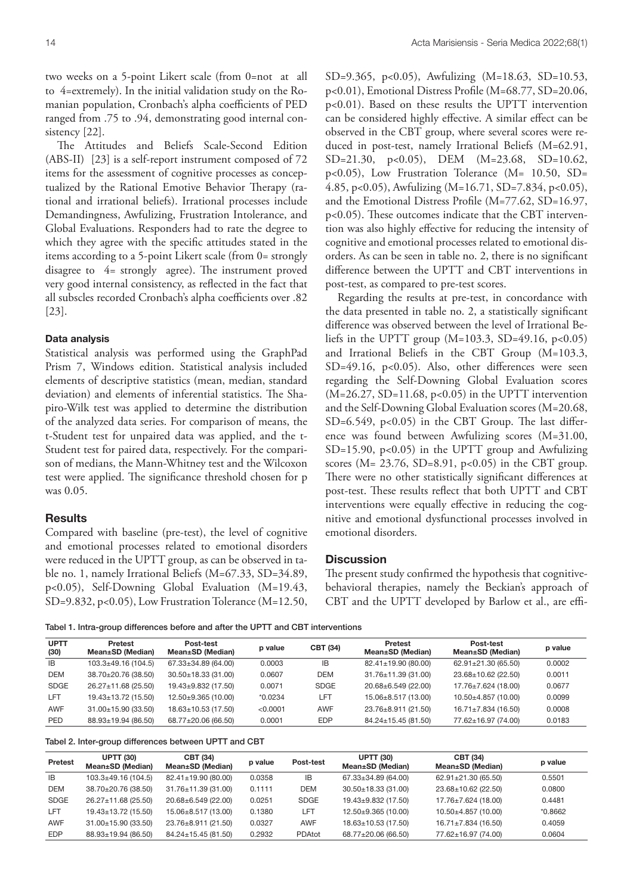two weeks on a 5-point Likert scale (from 0=not at all to 4=extremely). In the initial validation study on the Romanian population, Cronbach's alpha coefficients of PED ranged from .75 to .94, demonstrating good internal consistency [22].

The Attitudes and Beliefs Scale-Second Edition (ABS-II) [23] is a self-report instrument composed of 72 items for the assessment of cognitive processes as conceptualized by the Rational Emotive Behavior Therapy (rational and irrational beliefs). Irrational processes include Demandingness, Awfulizing, Frustration Intolerance, and Global Evaluations. Responders had to rate the degree to which they agree with the specific attitudes stated in the items according to a 5-point Likert scale (from 0= strongly disagree to 4= strongly agree). The instrument proved very good internal consistency, as reflected in the fact that all subscles recorded Cronbach's alpha coefficients over .82 [23].

#### Data analysis

Statistical analysis was performed using the GraphPad Prism 7, Windows edition. Statistical analysis included elements of descriptive statistics (mean, median, standard deviation) and elements of inferential statistics. The Shapiro-Wilk test was applied to determine the distribution of the analyzed data series. For comparison of means, the t-Student test for unpaired data was applied, and the t-Student test for paired data, respectively. For the comparison of medians, the Mann-Whitney test and the Wilcoxon test were applied. The significance threshold chosen for p was 0.05.

### Results

Compared with baseline (pre-test), the level of cognitive and emotional processes related to emotional disorders were reduced in the UPTT group, as can be observed in table no. 1, namely Irrational Beliefs (M=67.33, SD=34.89, $p<0.05$), Self-Downing Global Evaluation (M=19.43, SD=9.832, $p<0.05$), Low Frustration Tolerance (M=12.50, SD=9.365, $p<0.05$), Awfulizing (M=18.63, SD=10.53, $p<0.01$), Emotional Distress Profile (M=68.77, SD=20.06, $p<0.01$). Based on these results the UPTT intervention can be considered highly effective. A similar effect can be observed in the CBT group, where several scores were reduced in post-test, namely Irrational Beliefs (M=62.91, SD=21.30, $p<0.05$), DEM (M=23.68, SD=10.62, $p<0.05$), Low Frustration Tolerance (M= 10.50, SD= 4.85, $p<0.05$), Awfulizing (M=16.71, SD=7.834, $p<0.05$), and the Emotional Distress Profile (M=77.62, SD=16.97, $p<0.05$). These outcomes indicate that the CBT intervention was also highly effective for reducing the intensity of cognitive and emotional processes related to emotional disorders. As can be seen in table no. 2, there is no significant difference between the UPTT and CBT interventions in post-test, as compared to pre-test scores.

Regarding the results at pre-test, in concordance with the data presented in table no. 2, a statistically significant difference was observed between the level of Irrational Beliefs in the UPTT group (M=103.3, SD=49.16, $p<0.05$) and Irrational Beliefs in the CBT Group (M=103.3, SD=49.16, $p<0.05$). Also, other differences were seen regarding the Self-Downing Global Evaluation scores (M=26.27, SD=11.68, $p<0.05$) in the UPTT intervention and the Self-Downing Global Evaluation scores (M=20.68, SD=6.549, $p<0.05$) in the CBT Group. The last difference was found between Awfulizing scores (M=31.00, SD=15.90, $p<0.05$) in the UPTT group and Awfulizing scores (M= 23.76, SD=8.91, $p<0.05$) in the CBT group. There were no other statistically significant differences at post-test. These results reflect that both UPTT and CBT interventions were equally effective in reducing the cognitive and emotional dysfunctional processes involved in emotional disorders.

### Discussion

The present study confirmed the hypothesis that cognitive-behavioral therapies, namely the Beckian's approach of CBT and the UPTT developed by Barlow et al., are effi-

Tabel 1. Intra-group differences before and after the UPTT and CBT interventions

| UPTT (30) | Pretest Mean±SD (Median) | Post-test Mean±SD (Median) | p value | CBT (34) | Pretest Mean±SD (Median) | Post-test Mean±SD (Median) | p value |
|---|---|---|---|---|---|---|---|
| IB | 103.3±49.16 (104.5) | 67.33±34.89 (64.00) | 0.0003 | IB | 82.41±19.90 (80.00) | 62.91±21.30 (65.50) | 0.0002 |
| DEM | 38.70±20.76 (38.50) | 30.50±18.33 (31.00) | 0.0607 | DEM | 31.76±11.39 (31.00) | 23.68±10.62 (22.50) | 0.0011 |
| SDGE | 26.27±11.68 (25.50) | 19.43±9.832 (17.50) | 0.0071 | SDGE | 20.68±6.549 (22.00) | 17.76±7.624 (18.00) | 0.0677 |
| LFT | 19.43±13.72 (15.50) | 12.50±9.365 (10.00) | *0.0234 | LFT | 15.06±8.517 (13.00) | 10.50±4.857 (10.00) | 0.0099 |
| AWF | 31.00±15.90 (33.50) | 18.63±10.53 (17.50) | <0.0001 | AWF | 23.76±8.911 (21.50) | 16.71±7.834 (16.50) | 0.0008 |
| PED | 88.93±19.94 (86.50) | 68.77±20.06 (66.50) | 0.0001 | EDP | 84.24±15.45 (81.50) | 77.62±16.97 (74.00) | 0.0183 |

Tabel 2. Inter-group differences between UPTT and CBT

| Pretest | UPTT (30) Mean±SD (Median) | CBT (34) Mean±SD (Median) | p value | Post-test | UPTT (30) Mean±SD (Median) | CBT (34) Mean±SD (Median) | p value |
|---|---|---|---|---|---|---|---|
| IB | 103.3±49.16 (104.5) | 82.41±19.90 (80.00) | 0.0358 | IB | 67.33±34.89 (64.00) | 62.91±21.30 (65.50) | 0.5501 |
| DEM | 38.70±20.76 (38.50) | 31.76±11.39 (31.00) | 0.1111 | DEM | 30.50±18.33 (31.00) | 23.68±10.62 (22.50) | 0.0800 |
| SDGE | 26.27±11.68 (25.50) | 20.68±6.549 (22.00) | 0.0251 | SDGE | 19.43±9.832 (17.50) | 17.76±7.624 (18.00) | 0.4481 |
| LFT | 19.43±13.72 (15.50) | 15.06±8.517 (13.00) | 0.1380 | LFT | 12.50±9.365 (10.00) | 10.50±4.857 (10.00) | *0.8662 |
| AWF | 31.00±15.90 (33.50) | 23.76±8.911 (21.50) | 0.0327 | AWF | 18.63±10.53 (17.50) | 16.71±7.834 (16.50) | 0.4059 |
| EDP | 88.93±19.94 (86.50) | 84.24±15.45 (81.50) | 0.2932 | PDAtot | 68.77±20.06 (66.50) | 77.62±16.97 (74.00) | 0.0604 |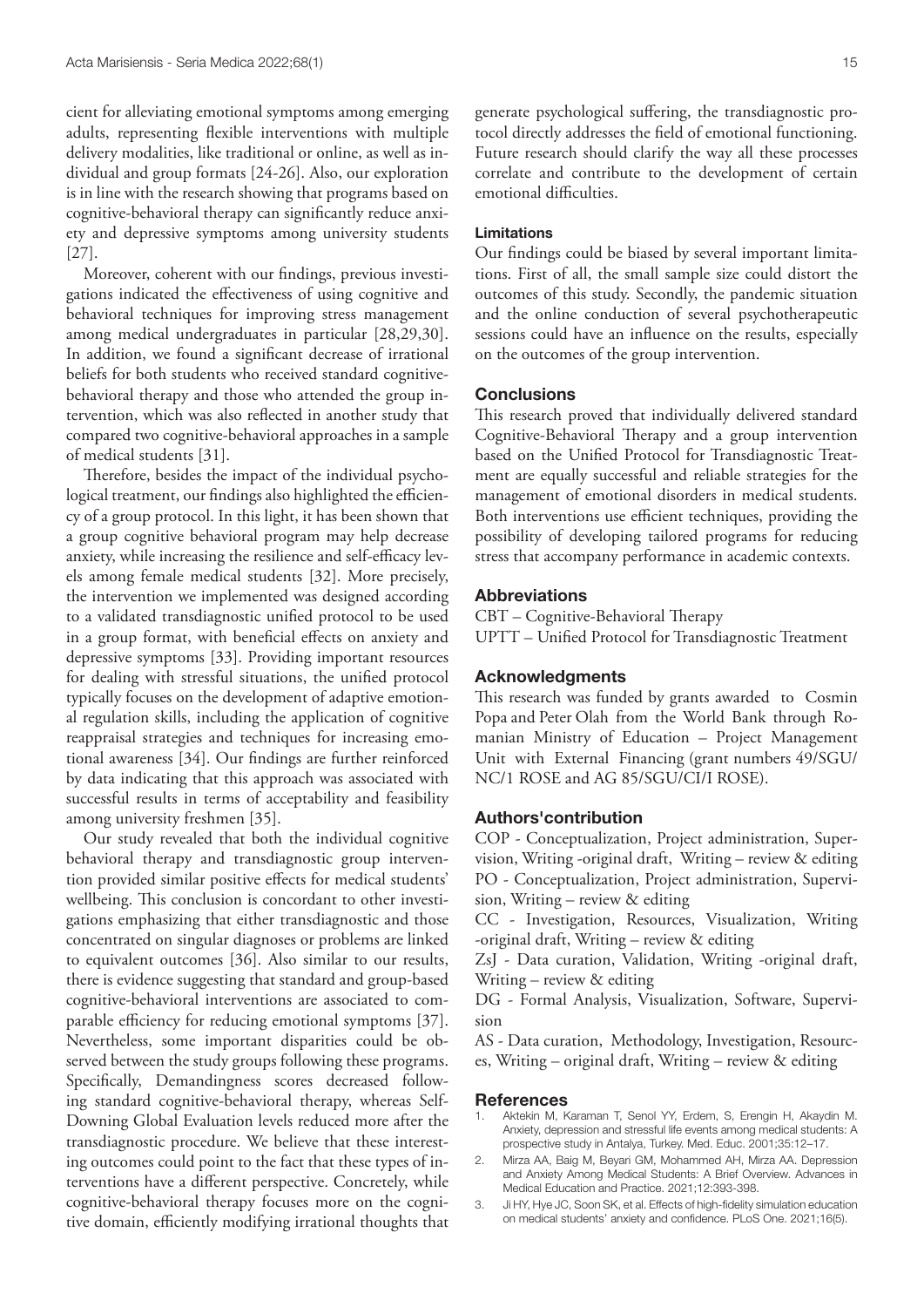cient for alleviating emotional symptoms among emerging adults, representing flexible interventions with multiple delivery modalities, like traditional or online, as well as individual and group formats [24-26]. Also, our exploration is in line with the research showing that programs based on cognitive-behavioral therapy can significantly reduce anxiety and depressive symptoms among university students [27].

Moreover, coherent with our findings, previous investigations indicated the effectiveness of using cognitive and behavioral techniques for improving stress management among medical undergraduates in particular [28,29,30]. In addition, we found a significant decrease of irrational beliefs for both students who received standard cognitive-behavioral therapy and those who attended the group intervention, which was also reflected in another study that compared two cognitive-behavioral approaches in a sample of medical students [31].

Therefore, besides the impact of the individual psychological treatment, our findings also highlighted the efficiency of a group protocol. In this light, it has been shown that a group cognitive behavioral program may help decrease anxiety, while increasing the resilience and self-efficacy levels among female medical students [32]. More precisely, the intervention we implemented was designed according to a validated transdiagnostic unified protocol to be used in a group format, with beneficial effects on anxiety and depressive symptoms [33]. Providing important resources for dealing with stressful situations, the unified protocol typically focuses on the development of adaptive emotional regulation skills, including the application of cognitive reappraisal strategies and techniques for increasing emotional awareness [34]. Our findings are further reinforced by data indicating that this approach was associated with successful results in terms of acceptability and feasibility among university freshmen [35].

Our study revealed that both the individual cognitive behavioral therapy and transdiagnostic group intervention provided similar positive effects for medical students' wellbeing. This conclusion is concordant to other investigations emphasizing that either transdiagnostic and those concentrated on singular diagnoses or problems are linked to equivalent outcomes [36]. Also similar to our results, there is evidence suggesting that standard and group-based cognitive-behavioral interventions are associated to comparable efficiency for reducing emotional symptoms [37]. Nevertheless, some important disparities could be observed between the study groups following these programs. Specifically, Demandingness scores decreased following standard cognitive-behavioral therapy, whereas Self-Downing Global Evaluation levels reduced more after the transdiagnostic procedure. We believe that these interesting outcomes could point to the fact that these types of interventions have a different perspective. Concretely, while cognitive-behavioral therapy focuses more on the cognitive domain, efficiently modifying irrational thoughts that generate psychological suffering, the transdiagnostic protocol directly addresses the field of emotional functioning. Future research should clarify the way all these processes correlate and contribute to the development of certain emotional difficulties.

### Limitations

Our findings could be biased by several important limitations. First of all, the small sample size could distort the outcomes of this study. Secondly, the pandemic situation and the online conduction of several psychotherapeutic sessions could have an influence on the results, especially on the outcomes of the group intervention.

## Conclusions

This research proved that individually delivered standard Cognitive-Behavioral Therapy and a group intervention based on the Unified Protocol for Transdiagnostic Treatment are equally successful and reliable strategies for the management of emotional disorders in medical students. Both interventions use efficient techniques, providing the possibility of developing tailored programs for reducing stress that accompany performance in academic contexts.

## Abbreviations

CBT – Cognitive-Behavioral Therapy
UPTT – Unified Protocol for Transdiagnostic Treatment

## Acknowledgments

This research was funded by grants awarded to Cosmin Popa and Peter Olah from the World Bank through Romanian Ministry of Education – Project Management Unit with External Financing (grant numbers 49/SGU/NC/1 ROSE and AG 85/SGU/CI/I ROSE).

## Authors'contribution

COP - Conceptualization, Project administration, Supervision, Writing -original draft, Writing – review & editing
PO - Conceptualization, Project administration, Supervision, Writing – review & editing
CC - Investigation, Resources, Visualization, Writing -original draft, Writing – review & editing
ZsJ - Data curation, Validation, Writing -original draft, Writing – review & editing
DG - Formal Analysis, Visualization, Software, Supervision
AS - Data curation, Methodology, Investigation, Resources, Writing – original draft, Writing – review & editing

## References

1. Aktekin M, Karaman T, Senol YY, Erdem, S, Erengin H, Akaydin M. Anxiety, depression and stressful life events among medical students: A prospective study in Antalya, Turkey. Med. Educ. 2001;35:12–17.
2. Mirza AA, Baig M, Beyari GM, Mohammed AH, Mirza AA. Depression and Anxiety Among Medical Students: A Brief Overview. Advances in Medical Education and Practice. 2021;12:393-398.
3. Ji HY, Hye JC, Soon SK, et al. Effects of high-fidelity simulation education on medical students' anxiety and confidence. PLoS One. 2021;16(5).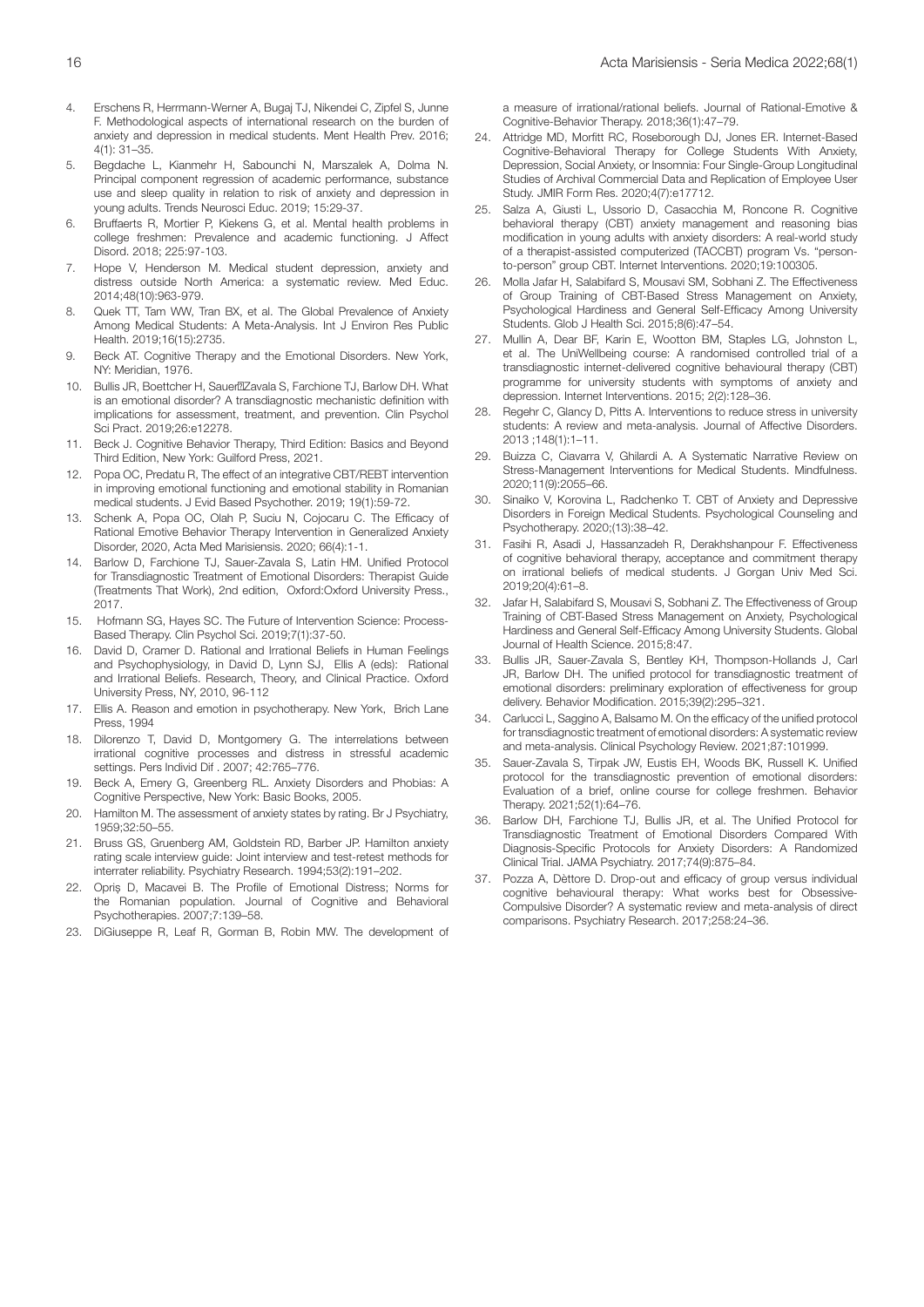4. Erschens R, Herrmann-Werner A, Bugaj TJ, Nikendei C, Zipfel S, Junne F. Methodological aspects of international research on the burden of anxiety and depression in medical students. Ment Health Prev. 2016; 4(1): 31–35.
5. Begdache L, Kianmehr H, Sabounchi N, Marszalek A, Dolma N. Principal component regression of academic performance, substance use and sleep quality in relation to risk of anxiety and depression in young adults. Trends Neurosci Educ. 2019; 15:29-37.
6. Bruffaerts R, Mortier P, Kiekens G, et al. Mental health problems in college freshmen: Prevalence and academic functioning. J Affect Disord. 2018; 225:97-103.
7. Hope V, Henderson M. Medical student depression, anxiety and distress outside North America: a systematic review. Med Educ. 2014;48(10):963-979.
8. Quek TT, Tam WW, Tran BX, et al. The Global Prevalence of Anxiety Among Medical Students: A Meta-Analysis. Int J Environ Res Public Health. 2019;16(15):2735.
9. Beck AT. Cognitive Therapy and the Emotional Disorders. New York, NY: Meridian, 1976.
10. Bullis JR, Boettcher H, Sauer‐Zavala S, Farchione TJ, Barlow DH. What is an emotional disorder? A transdiagnostic mechanistic definition with implications for assessment, treatment, and prevention. Clin Psychol Sci Pract. 2019;26:e12278.
11. Beck J. Cognitive Behavior Therapy, Third Edition: Basics and Beyond Third Edition, New York: Guilford Press, 2021.
12. Popa OC, Predatu R, The effect of an integrative CBT/REBT intervention in improving emotional functioning and emotional stability in Romanian medical students. J Evid Based Psychother. 2019; 19(1):59-72.
13. Schenk A, Popa OC, Olah P, Suciu N, Cojocaru C. The Efficacy of Rational Emotive Behavior Therapy Intervention in Generalized Anxiety Disorder, 2020, Acta Med Marisiensis. 2020; 66(4):1-1.
14. Barlow D, Farchione TJ, Sauer-Zavala S, Latin HM. Unified Protocol for Transdiagnostic Treatment of Emotional Disorders: Therapist Guide (Treatments That Work), 2nd edition, Oxford:Oxford University Press., 2017.
15. Hofmann SG, Hayes SC. The Future of Intervention Science: Process-Based Therapy. Clin Psychol Sci. 2019;7(1):37-50.
16. David D, Cramer D. Rational and Irrational Beliefs in Human Feelings and Psychophysiology, in David D, Lynn SJ, Ellis A (eds): Rational and Irrational Beliefs. Research, Theory, and Clinical Practice. Oxford University Press, NY, 2010, 96-112
17. Ellis A. Reason and emotion in psychotherapy. New York, Brich Lane Press, 1994
18. Dilorenzo T, David D, Montgomery G. The interrelations between irrational cognitive processes and distress in stressful academic settings. Pers Individ Dif . 2007; 42:765–776.
19. Beck A, Emery G, Greenberg RL. Anxiety Disorders and Phobias: A Cognitive Perspective, New York: Basic Books, 2005.
20. Hamilton M. The assessment of anxiety states by rating. Br J Psychiatry, 1959;32:50–55.
21. Bruss GS, Gruenberg AM, Goldstein RD, Barber JP. Hamilton anxiety rating scale interview guide: Joint interview and test-retest methods for interrater reliability. Psychiatry Research. 1994;53(2):191–202.
22. Opriş D, Macavei B. The Profile of Emotional Distress; Norms for the Romanian population. Journal of Cognitive and Behavioral Psychotherapies. 2007;7:139–58.
23. DiGiuseppe R, Leaf R, Gorman B, Robin MW. The development of a measure of irrational/rational beliefs. Journal of Rational-Emotive & Cognitive-Behavior Therapy. 2018;36(1):47–79.
24. Attridge MD, Morfitt RC, Roseborough DJ, Jones ER. Internet-Based Cognitive-Behavioral Therapy for College Students With Anxiety, Depression, Social Anxiety, or Insomnia: Four Single-Group Longitudinal Studies of Archival Commercial Data and Replication of Employee User Study. JMIR Form Res. 2020;4(7):e17712.
25. Salza A, Giusti L, Ussorio D, Casacchia M, Roncone R. Cognitive behavioral therapy (CBT) anxiety management and reasoning bias modification in young adults with anxiety disorders: A real-world study of a therapist-assisted computerized (TACCBT) program Vs. "person-to-person" group CBT. Internet Interventions. 2020;19:100305.
26. Molla Jafar H, Salabifard S, Mousavi SM, Sobhani Z. The Effectiveness of Group Training of CBT-Based Stress Management on Anxiety, Psychological Hardiness and General Self-Efficacy Among University Students. Glob J Health Sci. 2015;8(6):47–54.
27. Mullin A, Dear BF, Karin E, Wootton BM, Staples LG, Johnston L, et al. The UniWellbeing course: A randomised controlled trial of a transdiagnostic internet-delivered cognitive behavioural therapy (CBT) programme for university students with symptoms of anxiety and depression. Internet Interventions. 2015; 2(2):128–36.
28. Regehr C, Glancy D, Pitts A. Interventions to reduce stress in university students: A review and meta-analysis. Journal of Affective Disorders. 2013 ;148(1):1–11.
29. Buizza C, Ciavarra V, Ghilardi A. A Systematic Narrative Review on Stress-Management Interventions for Medical Students. Mindfulness. 2020;11(9):2055–66.
30. Sinaiko V, Korovina L, Radchenko T. CBT of Anxiety and Depressive Disorders in Foreign Medical Students. Psychological Counseling and Psychotherapy. 2020;(13):38–42.
31. Fasihi R, Asadi J, Hassanzadeh R, Derakhshanpour F. Effectiveness of cognitive behavioral therapy, acceptance and commitment therapy on irrational beliefs of medical students. J Gorgan Univ Med Sci. 2019;20(4):61–8.
32. Jafar H, Salabifard S, Mousavi S, Sobhani Z. The Effectiveness of Group Training of CBT-Based Stress Management on Anxiety, Psychological Hardiness and General Self-Efficacy Among University Students. Global Journal of Health Science. 2015;8:47.
33. Bullis JR, Sauer-Zavala S, Bentley KH, Thompson-Hollands J, Carl JR, Barlow DH. The unified protocol for transdiagnostic treatment of emotional disorders: preliminary exploration of effectiveness for group delivery. Behavior Modification. 2015;39(2):295–321.
34. Carlucci L, Saggino A, Balsamo M. On the efficacy of the unified protocol for transdiagnostic treatment of emotional disorders: A systematic review and meta-analysis. Clinical Psychology Review. 2021;87:101999.
35. Sauer-Zavala S, Tirpak JW, Eustis EH, Woods BK, Russell K. Unified protocol for the transdiagnostic prevention of emotional disorders: Evaluation of a brief, online course for college freshmen. Behavior Therapy. 2021;52(1):64–76.
36. Barlow DH, Farchione TJ, Bullis JR, et al. The Unified Protocol for Transdiagnostic Treatment of Emotional Disorders Compared With Diagnosis-Specific Protocols for Anxiety Disorders: A Randomized Clinical Trial. JAMA Psychiatry. 2017;74(9):875–84.
37. Pozza A, Dèttore D. Drop-out and efficacy of group versus individual cognitive behavioural therapy: What works best for Obsessive-Compulsive Disorder? A systematic review and meta-analysis of direct comparisons. Psychiatry Research. 2017;258:24–36.